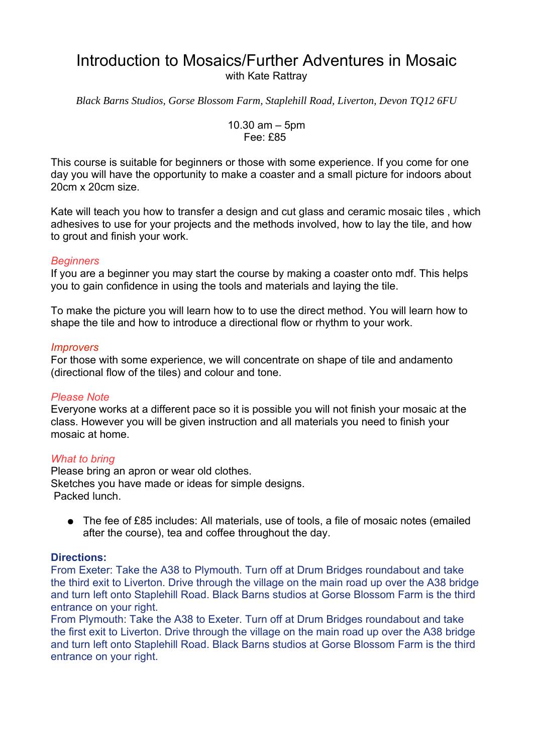# Introduction to Mosaics/Further Adventures in Mosaic

with Kate Rattray

*Black Barns Studios, Gorse Blossom Farm, Staplehill Road, Liverton, Devon TQ12 6FU*

10.30 am – 5pm
Fee: £85

This course is suitable for beginners or those with some experience. If you come for one day you will have the opportunity to make a coaster and a small picture for indoors about 20cm x 20cm size.

Kate will teach you how to transfer a design and cut glass and ceramic mosaic tiles , which adhesives to use for your projects and the methods involved, how to lay the tile, and how to grout and finish your work.

*Beginners*

If you are a beginner you may start the course by making a coaster onto mdf. This helps you to gain confidence in using the tools and materials and laying the tile.

To make the picture you will learn how to to use the direct method. You will learn how to shape the tile and how to introduce a directional flow or rhythm to your work.

*Improvers*

For those with some experience, we will concentrate on shape of tile and andamento (directional flow of the tiles) and colour and tone.

*Please Note*

Everyone works at a different pace so it is possible you will not finish your mosaic at the class. However you will be given instruction and all materials you need to finish your mosaic at home.

*What to bring*

Please bring an apron or wear old clothes.
Sketches you have made or ideas for simple designs.
Packed lunch.

- The fee of £85 includes: All materials, use of tools, a file of mosaic notes (emailed after the course), tea and coffee throughout the day.

**Directions:**

From Exeter: Take the A38 to Plymouth. Turn off at Drum Bridges roundabout and take the third exit to Liverton. Drive through the village on the main road up over the A38 bridge and turn left onto Staplehill Road. Black Barns studios at Gorse Blossom Farm is the third entrance on your right.

From Plymouth: Take the A38 to Exeter. Turn off at Drum Bridges roundabout and take the first exit to Liverton. Drive through the village on the main road up over the A38 bridge and turn left onto Staplehill Road. Black Barns studios at Gorse Blossom Farm is the third entrance on your right.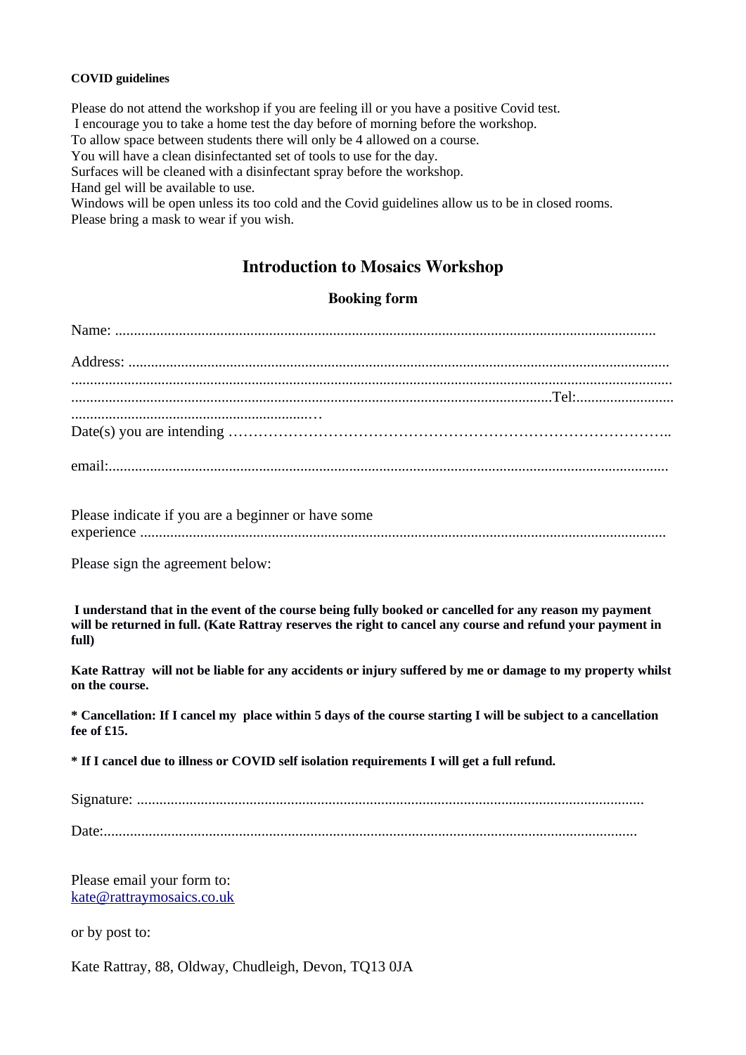**COVID guidelines**

Please do not attend the workshop if you are feeling ill or you have a positive Covid test.
I encourage you to take a home test the day before of morning before the workshop.
To allow space between students there will only be 4 allowed on a course.
You will have a clean disinfectanted set of tools to use for the day.
Surfaces will be cleaned with a disinfectant spray before the workshop.
Hand gel will be available to use.
Windows will be open unless its too cold and the Covid guidelines allow us to be in closed rooms.
Please bring a mask to wear if you wish.

## Introduction to Mosaics Workshop

### Booking form

Name: ......................................................................................................................................

Address: ...................................................................................................................................
...................................................................................................................................................
.....................................................................................................................Tel:........................
.................................................................…

Date(s) you are intending …………………………………………………………………………..

email:........................................................................................................................................

Please indicate if you are a beginner or have some experience ..........................................................................................................................................

Please sign the agreement below:

**I understand that in the event of the course being fully booked or cancelled for any reason my payment will be returned in full. (Kate Rattray reserves the right to cancel any course and refund your payment in full)**

**Kate Rattray will not be liable for any accidents or injury suffered by me or damage to my property whilst on the course.**

**\* Cancellation: If I cancel my place within 5 days of the course starting I will be subject to a cancellation fee of £15.**

**\* If I cancel due to illness or COVID self isolation requirements I will get a full refund.**

Signature: ................................................................................................................................

Date:.........................................................................................................................................

Please email your form to:
kate@rattraymosaics.co.uk

or by post to:

Kate Rattray, 88, Oldway, Chudleigh, Devon, TQ13 0JA